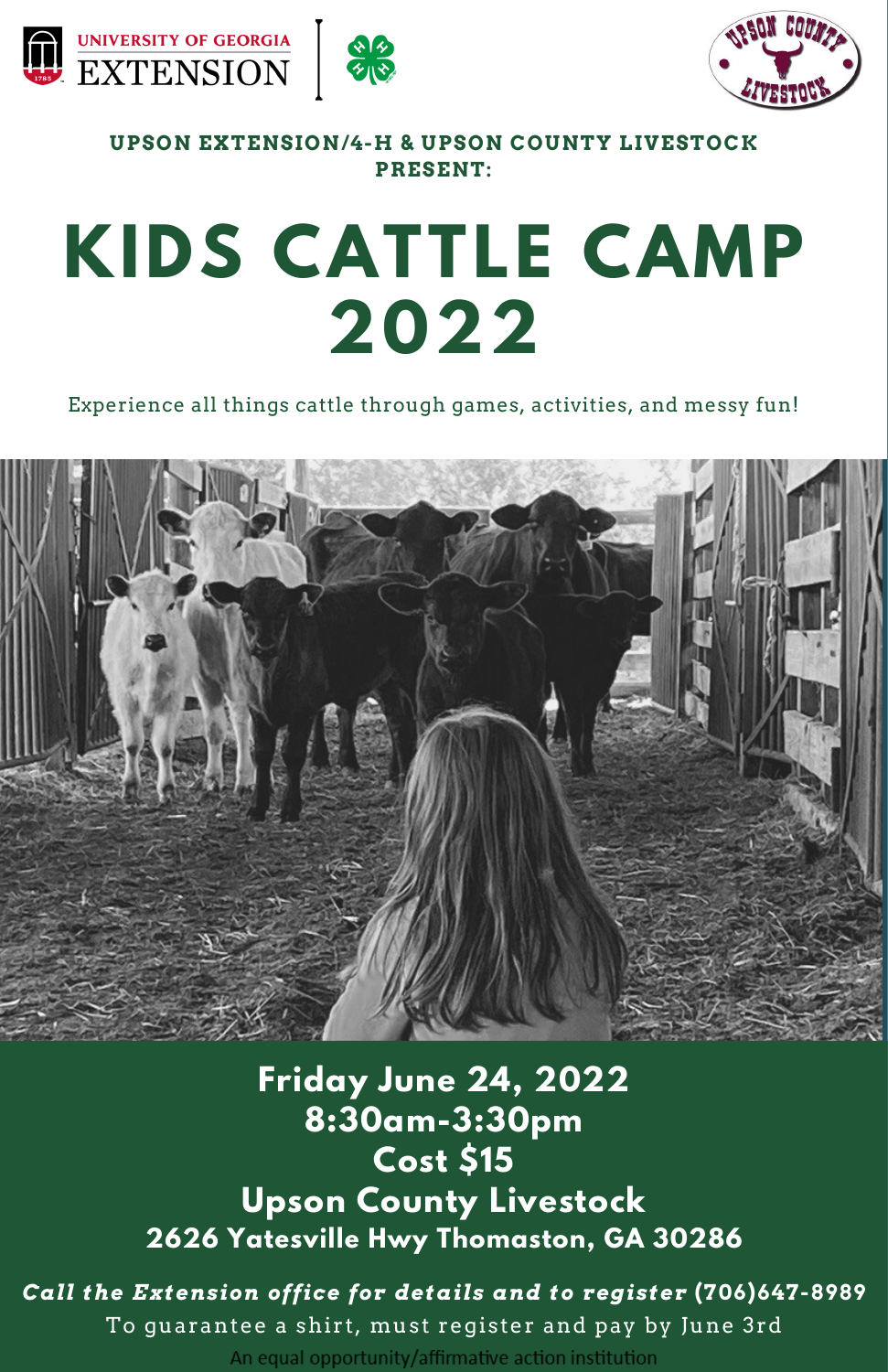UNIVERSITY OF GEORGIA EXTENSION

**UPSON EXTENSION/4-H & UPSON COUNTY LIVESTOCK PRESENT:**

# KIDS CATTLE CAMP 2022

Experience all things cattle through games, activities, and messy fun!

**Friday June 24, 2022**
**8:30am-3:30pm**
**Cost $15**
**Upson County Livestock**
**2626 Yatesville Hwy Thomaston, GA 30286**

***Call the Extension office for details and to register*** **(706)647-8989**

To guarantee a shirt, must register and pay by June 3rd

An equal opportunity/affirmative action institution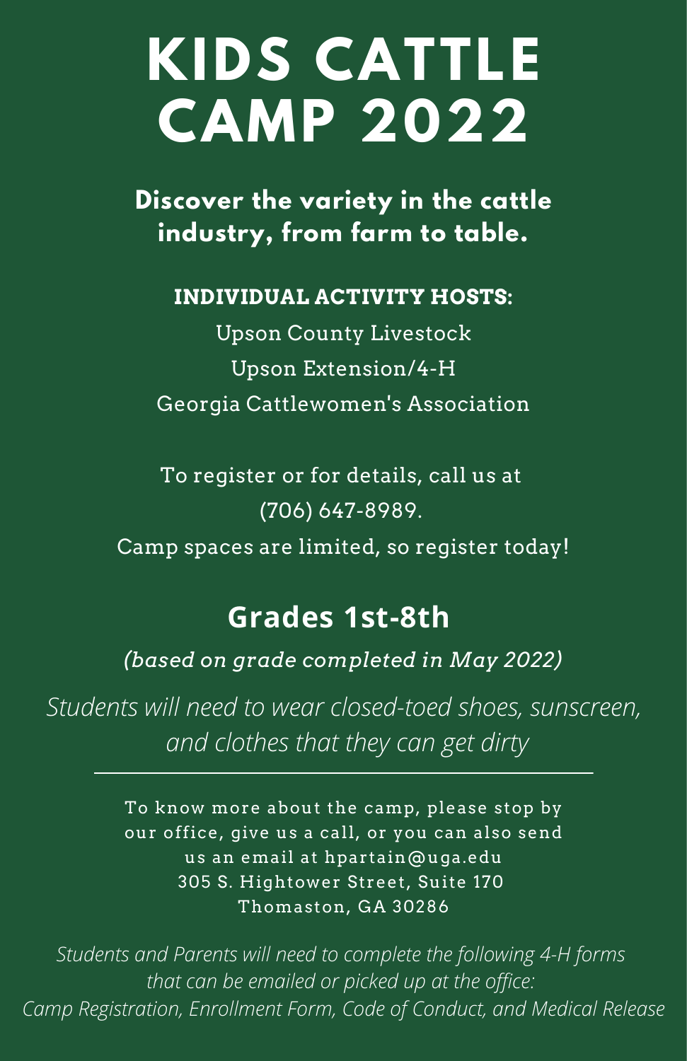# KIDS CATTLE CAMP 2022

**Discover the variety in the cattle industry, from farm to table.**

**INDIVIDUAL ACTIVITY HOSTS:**

Upson County Livestock
Upson Extension/4-H
Georgia Cattlewomen's Association

To register or for details, call us at (706) 647-8989.
Camp spaces are limited, so register today!

## Grades 1st-8th

*(based on grade completed in May 2022)*

*Students will need to wear closed-toed shoes, sunscreen, and clothes that they can get dirty*

---

To know more about the camp, please stop by our office, give us a call, or you can also send us an email at hpartain@uga.edu
305 S. Hightower Street, Suite 170
Thomaston, GA 30286

*Students and Parents will need to complete the following 4-H forms that can be emailed or picked up at the office:*
*Camp Registration, Enrollment Form, Code of Conduct, and Medical Release*